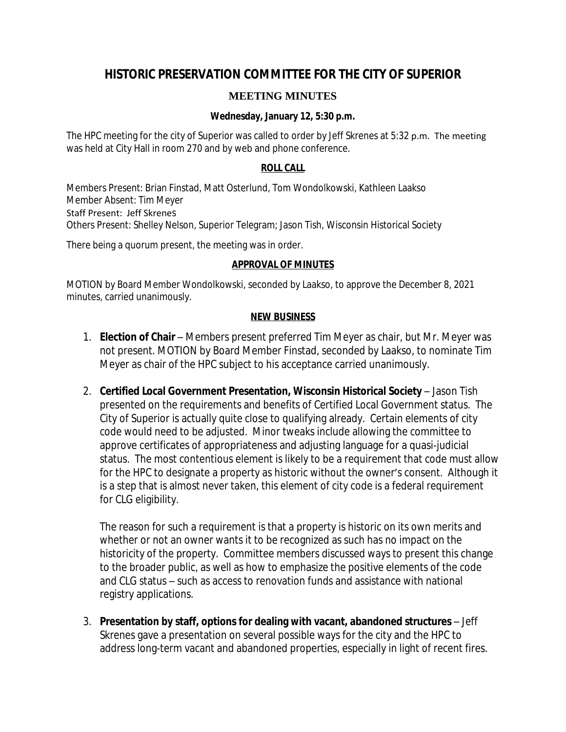# HISTORIC PRESERVATION COMMITTEE FOR THE CITY OF SUPERIOR

## MEETING MINUTES

**Wednesday, January 12, 5:30 p.m.**

The HPC meeting for the city of Superior was called to order by Jeff Skrenes at 5:32 p.m. The meeting was held at City Hall in room 270 and by web and phone conference.

### ROLL CALL

Members Present: Brian Finstad, Matt Osterlund, Tom Wondolkowski, Kathleen Laakso
Member Absent: Tim Meyer
Staff Present: Jeff Skrenes
Others Present: Shelley Nelson, Superior Telegram; Jason Tish, Wisconsin Historical Society

There being a quorum present, the meeting was in order.

### APPROVAL OF MINUTES

MOTION by Board Member Wondolkowski, seconded by Laakso, to approve the December 8, 2021 minutes, carried unanimously.

### NEW BUSINESS

1. **Election of Chair** – Members present preferred Tim Meyer as chair, but Mr. Meyer was not present. MOTION by Board Member Finstad, seconded by Laakso, to nominate Tim Meyer as chair of the HPC subject to his acceptance carried unanimously.

2. **Certified Local Government Presentation, Wisconsin Historical Society** – Jason Tish presented on the requirements and benefits of Certified Local Government status. The City of Superior is actually quite close to qualifying already. Certain elements of city code would need to be adjusted. Minor tweaks include allowing the committee to approve certificates of appropriateness and adjusting language for a quasi-judicial status. The most contentious element is likely to be a requirement that code must allow for the HPC to designate a property as historic without the owner's consent. Although it is a step that is almost never taken, this element of city code is a federal requirement for CLG eligibility.

   The reason for such a requirement is that a property is historic on its own merits and whether or not an owner wants it to be recognized as such has no impact on the historicity of the property. Committee members discussed ways to present this change to the broader public, as well as how to emphasize the positive elements of the code and CLG status – such as access to renovation funds and assistance with national registry applications.

3. **Presentation by staff, options for dealing with vacant, abandoned structures** – Jeff Skrenes gave a presentation on several possible ways for the city and the HPC to address long-term vacant and abandoned properties, especially in light of recent fires.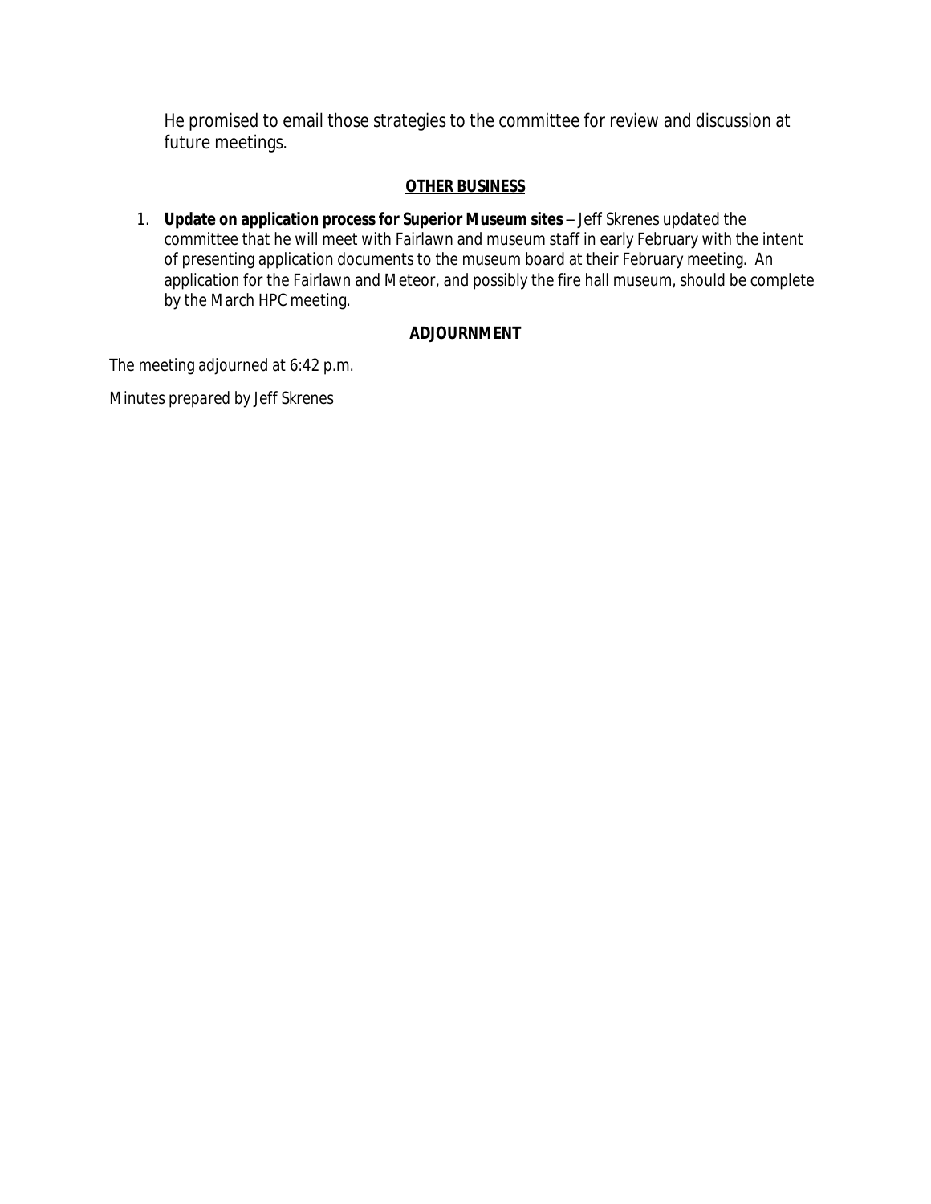He promised to email those strategies to the committee for review and discussion at future meetings.

## OTHER BUSINESS

1. **Update on application process for Superior Museum sites** – Jeff Skrenes updated the committee that he will meet with Fairlawn and museum staff in early February with the intent of presenting application documents to the museum board at their February meeting. An application for the Fairlawn and Meteor, and possibly the fire hall museum, should be complete by the March HPC meeting.

## ADJOURNMENT

The meeting adjourned at 6:42 p.m.

Minutes prepared by Jeff Skrenes